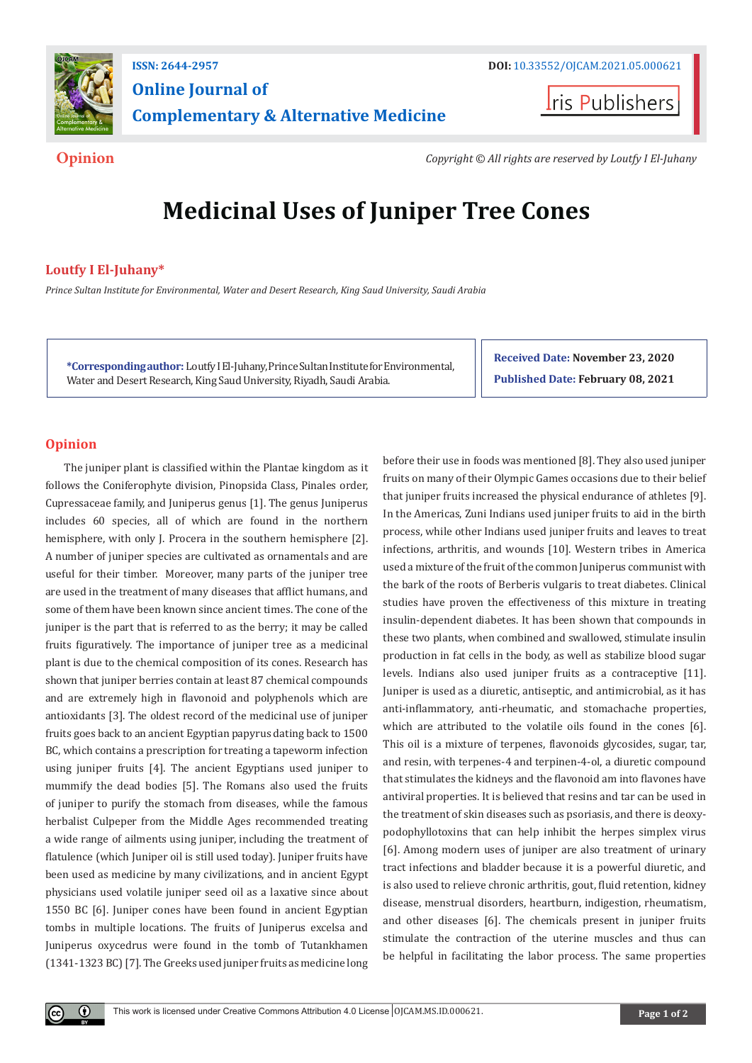ISSN: 2644-2957

DOI: 10.33552/OJCAM.2021.05.000621

# Online Journal of Complementary & Alternative Medicine

Iris Publishers

**Opinion**

*Copyright © All rights are reserved by Loutfy I El-Juhany*

# Medicinal Uses of Juniper Tree Cones

**Loutfy I El-Juhany***

*Prince Sultan Institute for Environmental, Water and Desert Research, King Saud University, Saudi Arabia*

**\*Corresponding author:** Loutfy I El-Juhany, Prince Sultan Institute for Environmental, Water and Desert Research, King Saud University, Riyadh, Saudi Arabia.

**Received Date: November 23, 2020**

**Published Date: February 08, 2021**

## Opinion

The juniper plant is classified within the Plantae kingdom as it follows the Coniferophyte division, Pinopsida Class, Pinales order, Cupressaceae family, and Juniperus genus [1]. The genus Juniperus includes 60 species, all of which are found in the northern hemisphere, with only J. Procera in the southern hemisphere [2]. A number of juniper species are cultivated as ornamentals and are useful for their timber. Moreover, many parts of the juniper tree are used in the treatment of many diseases that afflict humans, and some of them have been known since ancient times. The cone of the juniper is the part that is referred to as the berry; it may be called fruits figuratively. The importance of juniper tree as a medicinal plant is due to the chemical composition of its cones. Research has shown that juniper berries contain at least 87 chemical compounds and are extremely high in flavonoid and polyphenols which are antioxidants [3]. The oldest record of the medicinal use of juniper fruits goes back to an ancient Egyptian papyrus dating back to 1500 BC, which contains a prescription for treating a tapeworm infection using juniper fruits [4]. The ancient Egyptians used juniper to mummify the dead bodies [5]. The Romans also used the fruits of juniper to purify the stomach from diseases, while the famous herbalist Culpeper from the Middle Ages recommended treating a wide range of ailments using juniper, including the treatment of flatulence (which Juniper oil is still used today). Juniper fruits have been used as medicine by many civilizations, and in ancient Egypt physicians used volatile juniper seed oil as a laxative since about 1550 BC [6]. Juniper cones have been found in ancient Egyptian tombs in multiple locations. The fruits of Juniperus excelsa and Juniperus oxycedrus were found in the tomb of Tutankhamen (1341-1323 BC) [7]. The Greeks used juniper fruits as medicine long before their use in foods was mentioned [8]. They also used juniper fruits on many of their Olympic Games occasions due to their belief that juniper fruits increased the physical endurance of athletes [9]. In the Americas, Zuni Indians used juniper fruits to aid in the birth process, while other Indians used juniper fruits and leaves to treat infections, arthritis, and wounds [10]. Western tribes in America used a mixture of the fruit of the common Juniperus communist with the bark of the roots of Berberis vulgaris to treat diabetes. Clinical studies have proven the effectiveness of this mixture in treating insulin-dependent diabetes. It has been shown that compounds in these two plants, when combined and swallowed, stimulate insulin production in fat cells in the body, as well as stabilize blood sugar levels. Indians also used juniper fruits as a contraceptive [11]. Juniper is used as a diuretic, antiseptic, and antimicrobial, as it has anti-inflammatory, anti-rheumatic, and stomachache properties, which are attributed to the volatile oils found in the cones [6]. This oil is a mixture of terpenes, flavonoids glycosides, sugar, tar, and resin, with terpenes-4 and terpinen-4-ol, a diuretic compound that stimulates the kidneys and the flavonoid am into flavones have antiviral properties. It is believed that resins and tar can be used in the treatment of skin diseases such as psoriasis, and there is deoxy-podophyllotoxins that can help inhibit the herpes simplex virus [6]. Among modern uses of juniper are also treatment of urinary tract infections and bladder because it is a powerful diuretic, and is also used to relieve chronic arthritis, gout, fluid retention, kidney disease, menstrual disorders, heartburn, indigestion, rheumatism, and other diseases [6]. The chemicals present in juniper fruits stimulate the contraction of the uterine muscles and thus can be helpful in facilitating the labor process. The same properties

This work is licensed under Creative Commons Attribution 4.0 License OJCAM.MS.ID.000621.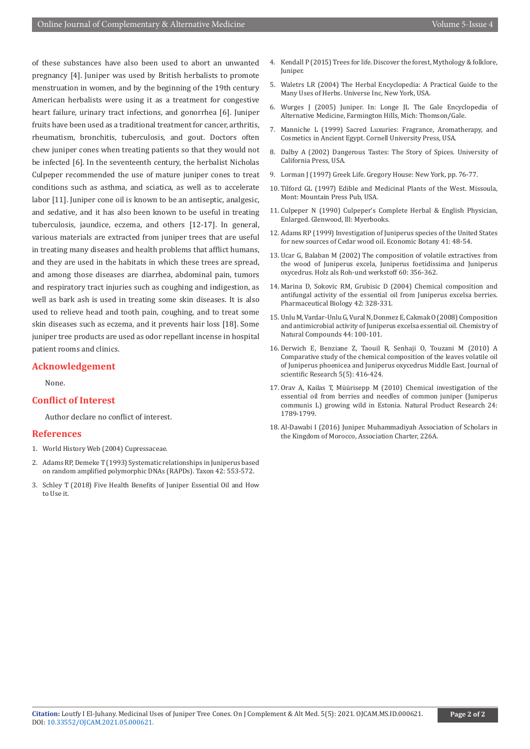of these substances have also been used to abort an unwanted pregnancy [4]. Juniper was used by British herbalists to promote menstruation in women, and by the beginning of the 19th century American herbalists were using it as a treatment for congestive heart failure, urinary tract infections, and gonorrhea [6]. Juniper fruits have been used as a traditional treatment for cancer, arthritis, rheumatism, bronchitis, tuberculosis, and gout. Doctors often chew juniper cones when treating patients so that they would not be infected [6]. In the seventeenth century, the herbalist Nicholas Culpeper recommended the use of mature juniper cones to treat conditions such as asthma, and sciatica, as well as to accelerate labor [11]. Juniper cone oil is known to be an antiseptic, analgesic, and sedative, and it has also been known to be useful in treating tuberculosis, jaundice, eczema, and others [12-17]. In general, various materials are extracted from juniper trees that are useful in treating many diseases and health problems that afflict humans, and they are used in the habitats in which these trees are spread, and among those diseases are diarrhea, abdominal pain, tumors and respiratory tract injuries such as coughing and indigestion, as well as bark ash is used in treating some skin diseases. It is also used to relieve head and tooth pain, coughing, and to treat some skin diseases such as eczema, and it prevents hair loss [18]. Some juniper tree products are used as odor repellant incense in hospital patient rooms and clinics.

## Acknowledgement

None.

## Conflict of Interest

Author declare no conflict of interest.

## References

1. World History Web (2004) Cupressaceae.
2. Adams RP, Demeke T (1993) Systematic relationships in Juniperus based on random amplified polymorphic DNAs (RAPDs). Taxon 42: 553-572.
3. Schley T (2018) Five Health Benefits of Juniper Essential Oil and How to Use it.
4. Kendall P (2015) Trees for life. Discover the forest, Mythology & folklore, Juniper.
5. Waletrs LR (2004) The Herbal Encyclopedia: A Practical Guide to the Many Uses of Herbs. Universe Inc, New York, USA.
6. Wurges J (2005) Juniper. In: Longe JL The Gale Encyclopedia of Alternative Medicine, Farmington Hills, Mich: Thomson/Gale.
7. Manniche L (1999) Sacred Luxuries: Fragrance, Aromatherapy, and Cosmetics in Ancient Egypt. Cornell University Press, USA.
8. Dalby A (2002) Dangerous Tastes: The Story of Spices. University of California Press, USA.
9. Lorman J (1997) Greek Life. Gregory House: New York, pp. 76-77.
10. Tilford GL (1997) Edible and Medicinal Plants of the West. Missoula, Mont: Mountain Press Pub, USA.
11. Culpeper N (1990) Culpeper's Complete Herbal & English Physician, Enlarged. Glenwood, Ill: Myerbooks.
12. Adams RP (1999) Investigation of Juniperus species of the United States for new sources of Cedar wood oil. Economic Botany 41: 48-54.
13. Ucar G, Balaban M (2002) The composition of volatile extractives from the wood of Juniperus excela, Juniperus foetidissima and Juniperus oxycedrus. Holz als Roh-und werkstoff 60: 356-362.
14. Marina D, Sokovic RM, Grubisic D (2004) Chemical composition and antifungal activity of the essential oil from Juniperus excelsa berries. Pharmaceutical Biology 42: 328-331.
15. Unlu M, Vardar-Unlu G, Vural N, Donmez E, Cakmak O (2008) Composition and antimicrobial activity of Juniperus excelsa essential oil. Chemistry of Natural Compounds 44: 100-101.
16. Derwich E, Benziane Z, Taouil R, Senhaji O, Touzani M (2010) A Comparative study of the chemical composition of the leaves volatile oil of Juniperus phoenicea and Juniperus oxycedrus Middle East. Journal of scientific Research 5(5): 416-424.
17. Orav A, Kailas T, Müürisepp M (2010) Chemical investigation of the essential oil from berries and needles of common juniper (Juniperus communis L) growing wild in Estonia. Natural Product Research 24: 1789-1799.
18. Al-Dawabi I (2016) Juniper. Muhammadiyah Association of Scholars in the Kingdom of Morocco, Association Charter, 226A.